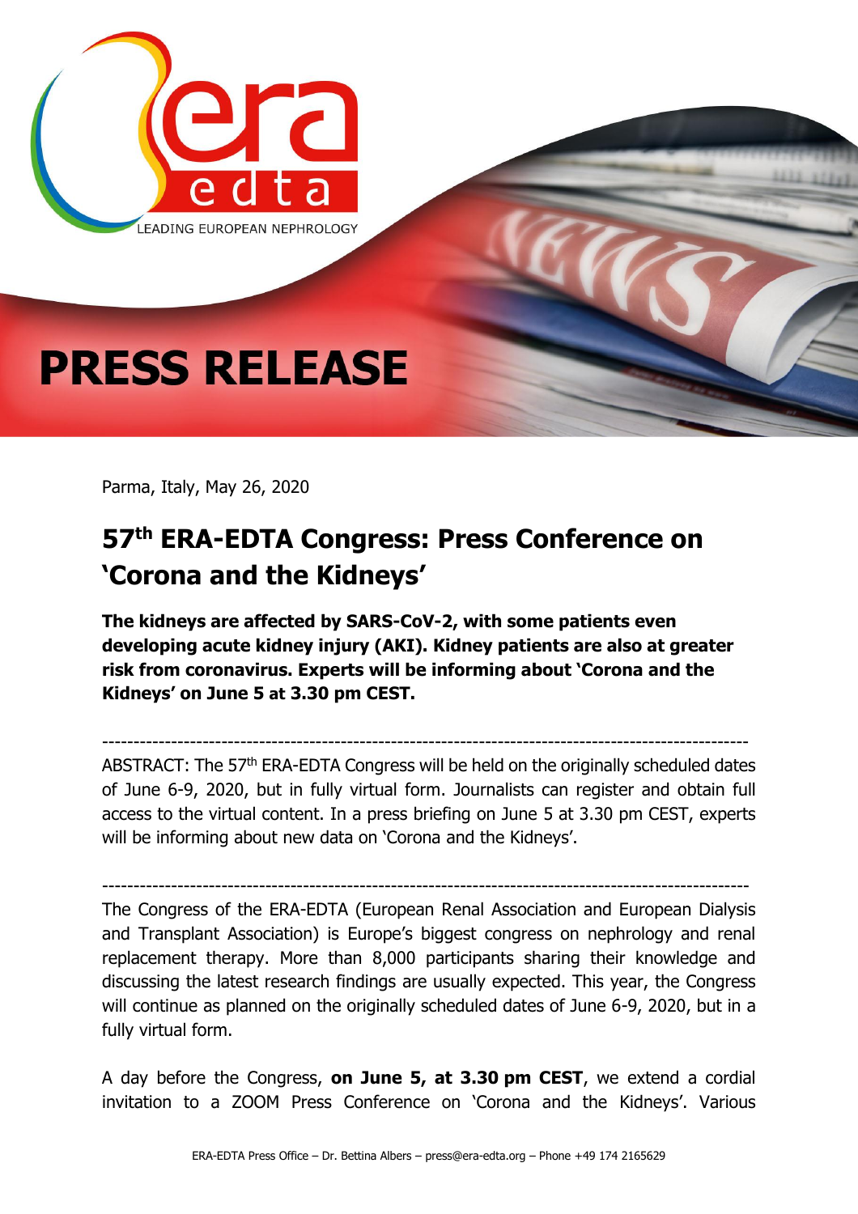# PRESS RELEASE

Parma, Italy, May 26, 2020

## 57th ERA-EDTA Congress: Press Conference on 'Corona and the Kidneys'

**The kidneys are affected by SARS-CoV-2, with some patients even developing acute kidney injury (AKI). Kidney patients are also at greater risk from coronavirus. Experts will be informing about 'Corona and the Kidneys' on June 5 at 3.30 pm CEST.**

---

ABSTRACT: The 57th ERA-EDTA Congress will be held on the originally scheduled dates of June 6-9, 2020, but in fully virtual form. Journalists can register and obtain full access to the virtual content. In a press briefing on June 5 at 3.30 pm CEST, experts will be informing about new data on 'Corona and the Kidneys'.

---

The Congress of the ERA-EDTA (European Renal Association and European Dialysis and Transplant Association) is Europe's biggest congress on nephrology and renal replacement therapy. More than 8,000 participants sharing their knowledge and discussing the latest research findings are usually expected. This year, the Congress will continue as planned on the originally scheduled dates of June 6-9, 2020, but in a fully virtual form.

A day before the Congress, **on June 5, at 3.30 pm CEST**, we extend a cordial invitation to a ZOOM Press Conference on 'Corona and the Kidneys'. Various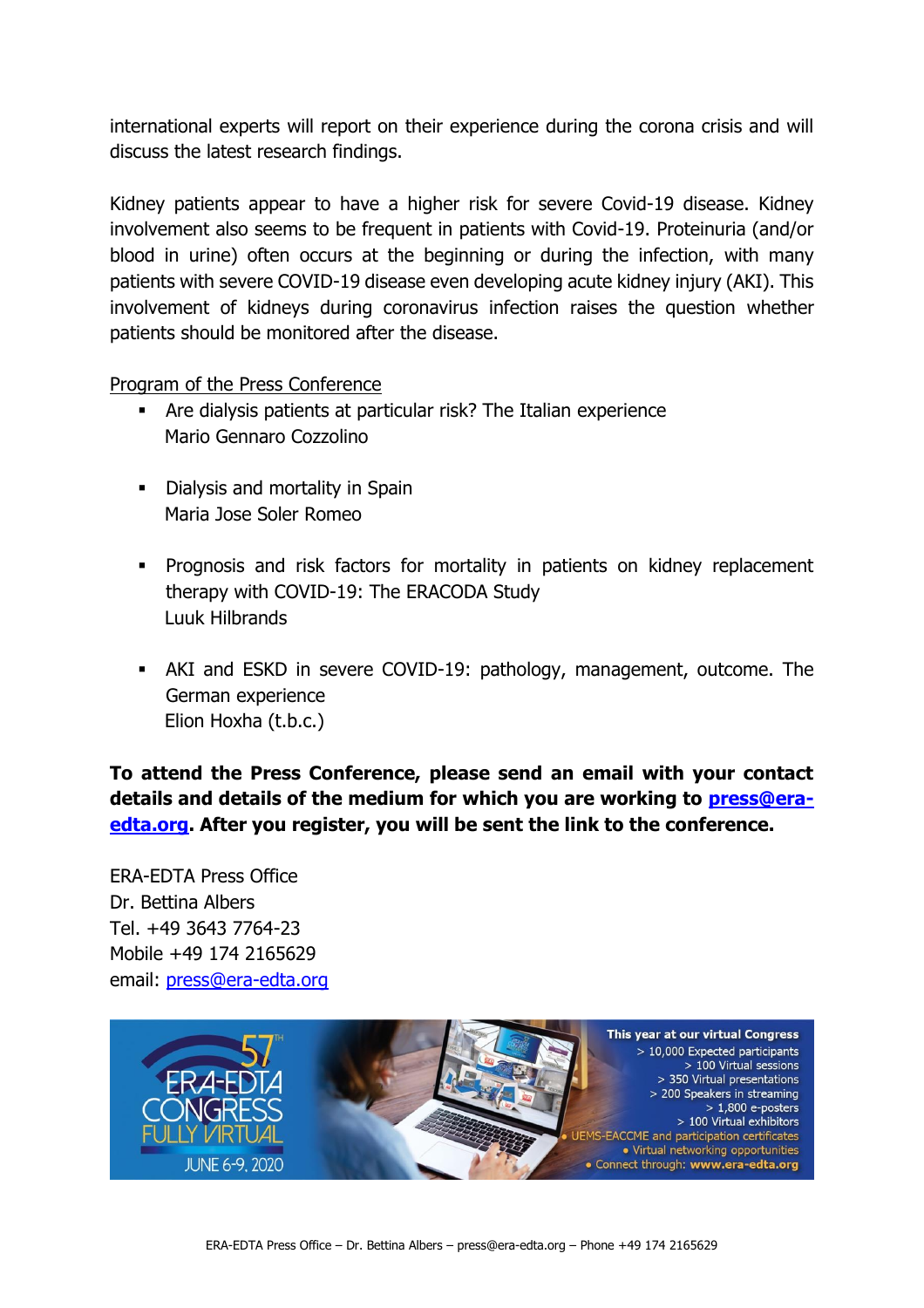international experts will report on their experience during the corona crisis and will discuss the latest research findings.

Kidney patients appear to have a higher risk for severe Covid-19 disease. Kidney involvement also seems to be frequent in patients with Covid-19. Proteinuria (and/or blood in urine) often occurs at the beginning or during the infection, with many patients with severe COVID-19 disease even developing acute kidney injury (AKI). This involvement of kidneys during coronavirus infection raises the question whether patients should be monitored after the disease.

Program of the Press Conference

- Are dialysis patients at particular risk? The Italian experience
  Mario Gennaro Cozzolino

- Dialysis and mortality in Spain
  Maria Jose Soler Romeo

- Prognosis and risk factors for mortality in patients on kidney replacement therapy with COVID-19: The ERACODA Study
  Luuk Hilbrands

- AKI and ESKD in severe COVID-19: pathology, management, outcome. The German experience
  Elion Hoxha (t.b.c.)

**To attend the Press Conference, please send an email with your contact details and details of the medium for which you are working to press@era-edta.org. After you register, you will be sent the link to the conference.**

ERA-EDTA Press Office
Dr. Bettina Albers
Tel. +49 3643 7764-23
Mobile +49 174 2165629
email: press@era-edta.org

57th ERA-EDTA CONGRESS FULLY VIRTUAL
JUNE 6-9, 2020

This year at our virtual Congress
> 10,000 Expected participants
> 100 Virtual sessions
> 350 Virtual presentations
> 200 Speakers in streaming
> 1,800 e-posters
> 100 Virtual exhibitors
• UEMS-EACCME and participation certificates
• Virtual networking opportunities
• Connect through: www.era-edta.org